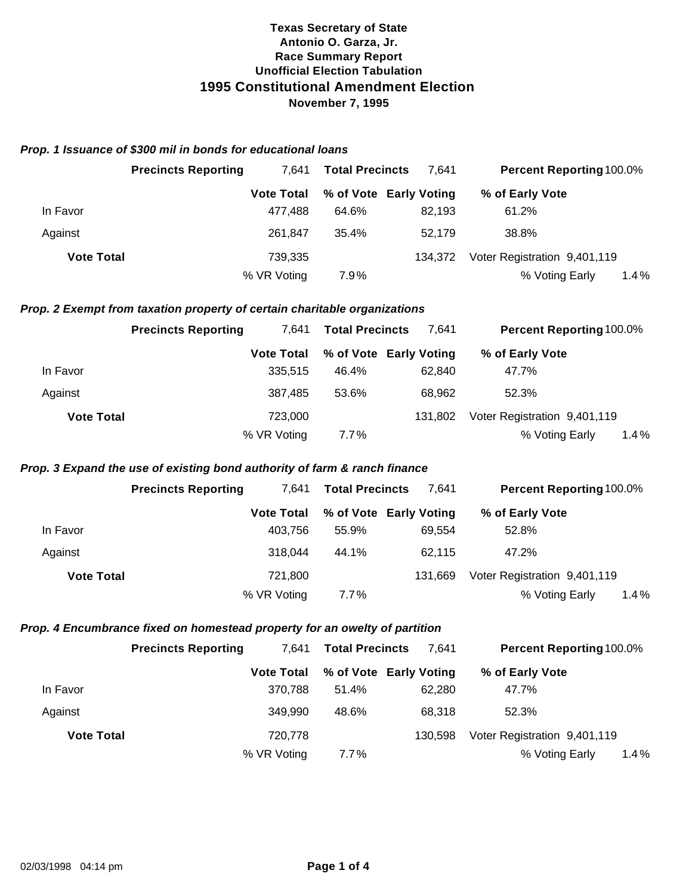**Texas Secretary of State**
**Antonio O. Garza, Jr.**
**Race Summary Report**
**Unofficial Election Tabulation**

# 1995 Constitutional Amendment Election

**November 7, 1995**

### *Prop. 1 Issuance of $300 mil in bonds for educational loans*

| **Precincts Reporting** | 7,641 | **Total Precincts** | 7,641 | **Percent Reporting** | 100.0% |
|---|---|---|---|---|---|
| | **Vote Total** | **% of Vote** | **Early Voting** | **% of Early Vote** | |
| In Favor | 477,488 | 64.6% | 82,193 | 61.2% | |
| Against | 261,847 | 35.4% | 52,179 | 38.8% | |
| **Vote Total** | 739,335 | | 134,372 | Voter Registration | 9,401,119 |
| | % VR Voting | 7.9% | | % Voting Early | 1.4% |

### *Prop. 2 Exempt from taxation property of certain charitable organizations*

| **Precincts Reporting** | 7,641 | **Total Precincts** | 7,641 | **Percent Reporting** | 100.0% |
|---|---|---|---|---|---|
| | **Vote Total** | **% of Vote** | **Early Voting** | **% of Early Vote** | |
| In Favor | 335,515 | 46.4% | 62,840 | 47.7% | |
| Against | 387,485 | 53.6% | 68,962 | 52.3% | |
| **Vote Total** | 723,000 | | 131,802 | Voter Registration | 9,401,119 |
| | % VR Voting | 7.7% | | % Voting Early | 1.4% |

### *Prop. 3 Expand the use of existing bond authority of farm & ranch finance*

| **Precincts Reporting** | 7,641 | **Total Precincts** | 7,641 | **Percent Reporting** | 100.0% |
|---|---|---|---|---|---|
| | **Vote Total** | **% of Vote** | **Early Voting** | **% of Early Vote** | |
| In Favor | 403,756 | 55.9% | 69,554 | 52.8% | |
| Against | 318,044 | 44.1% | 62,115 | 47.2% | |
| **Vote Total** | 721,800 | | 131,669 | Voter Registration | 9,401,119 |
| | % VR Voting | 7.7% | | % Voting Early | 1.4% |

### *Prop. 4 Encumbrance fixed on homestead property for an owelty of partition*

| **Precincts Reporting** | 7,641 | **Total Precincts** | 7,641 | **Percent Reporting** | 100.0% |
|---|---|---|---|---|---|
| | **Vote Total** | **% of Vote** | **Early Voting** | **% of Early Vote** | |
| In Favor | 370,788 | 51.4% | 62,280 | 47.7% | |
| Against | 349,990 | 48.6% | 68,318 | 52.3% | |
| **Vote Total** | 720,778 | | 130,598 | Voter Registration | 9,401,119 |
| | % VR Voting | 7.7% | | % Voting Early | 1.4% |

02/03/1998 04:14 pm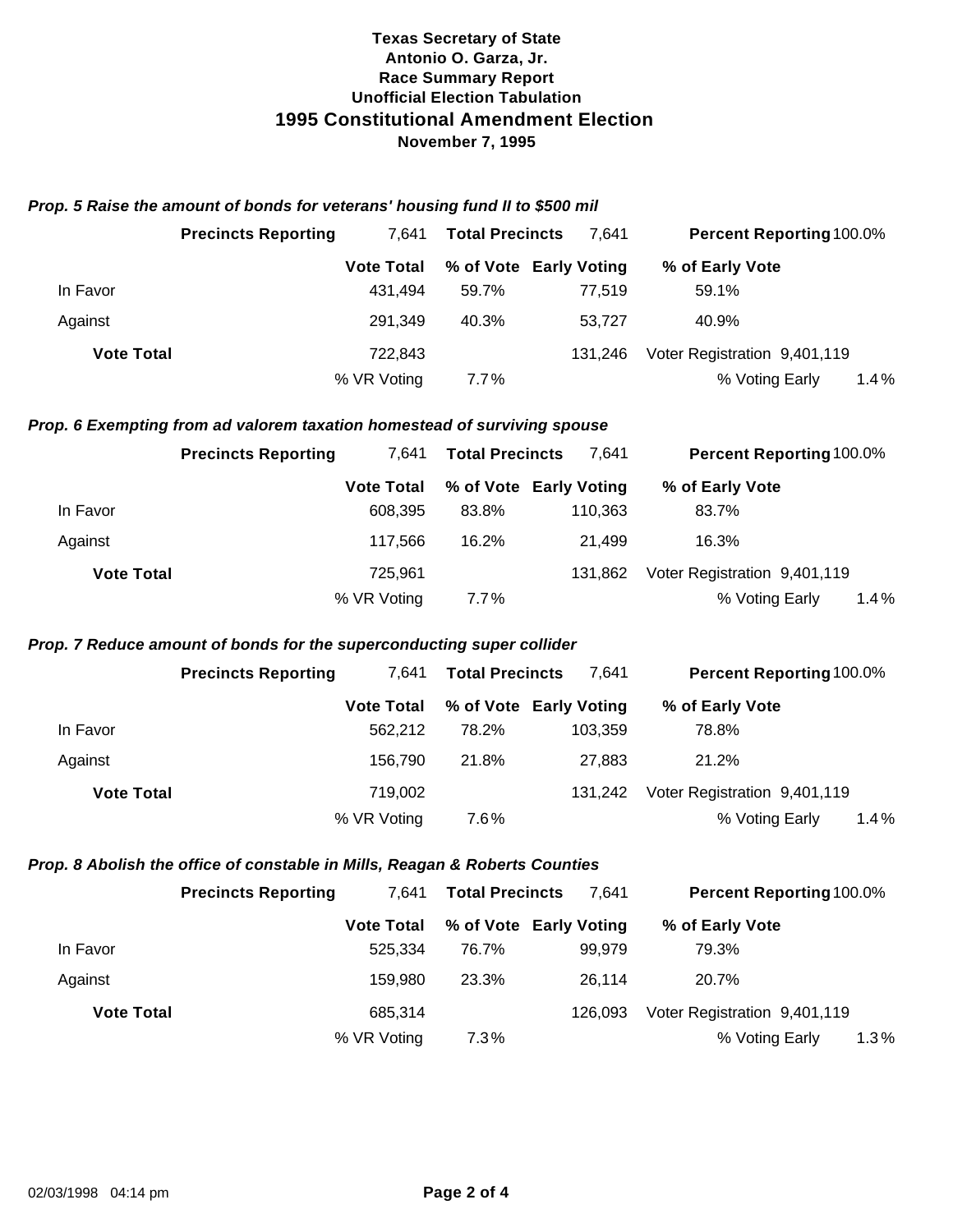**Texas Secretary of State**
**Antonio O. Garza, Jr.**
**Race Summary Report**
**Unofficial Election Tabulation**

## 1995 Constitutional Amendment Election

**November 7, 1995**

### *Prop. 5 Raise the amount of bonds for veterans' housing fund II to $500 mil*

**Precincts Reporting** 7,641 **Total Precincts** 7,641 **Percent Reporting** 100.0%

| | Vote Total | % of Vote | Early Voting | % of Early Vote |
|---|---|---|---|---|
| In Favor | 431,494 | 59.7% | 77,519 | 59.1% |
| Against | 291,349 | 40.3% | 53,727 | 40.9% |
| **Vote Total** | 722,843 | | 131,246 | Voter Registration 9,401,119 |
| | % VR Voting | 7.7% | | % Voting Early 1.4% |

### *Prop. 6 Exempting from ad valorem taxation homestead of surviving spouse*

**Precincts Reporting** 7,641 **Total Precincts** 7,641 **Percent Reporting** 100.0%

| | Vote Total | % of Vote | Early Voting | % of Early Vote |
|---|---|---|---|---|
| In Favor | 608,395 | 83.8% | 110,363 | 83.7% |
| Against | 117,566 | 16.2% | 21,499 | 16.3% |
| **Vote Total** | 725,961 | | 131,862 | Voter Registration 9,401,119 |
| | % VR Voting | 7.7% | | % Voting Early 1.4% |

### *Prop. 7 Reduce amount of bonds for the superconducting super collider*

**Precincts Reporting** 7,641 **Total Precincts** 7,641 **Percent Reporting** 100.0%

| | Vote Total | % of Vote | Early Voting | % of Early Vote |
|---|---|---|---|---|
| In Favor | 562,212 | 78.2% | 103,359 | 78.8% |
| Against | 156,790 | 21.8% | 27,883 | 21.2% |
| **Vote Total** | 719,002 | | 131,242 | Voter Registration 9,401,119 |
| | % VR Voting | 7.6% | | % Voting Early 1.4% |

### *Prop. 8 Abolish the office of constable in Mills, Reagan & Roberts Counties*

**Precincts Reporting** 7,641 **Total Precincts** 7,641 **Percent Reporting** 100.0%

| | Vote Total | % of Vote | Early Voting | % of Early Vote |
|---|---|---|---|---|
| In Favor | 525,334 | 76.7% | 99,979 | 79.3% |
| Against | 159,980 | 23.3% | 26,114 | 20.7% |
| **Vote Total** | 685,314 | | 126,093 | Voter Registration 9,401,119 |
| | % VR Voting | 7.3% | | % Voting Early 1.3% |

02/03/1998 04:14 pm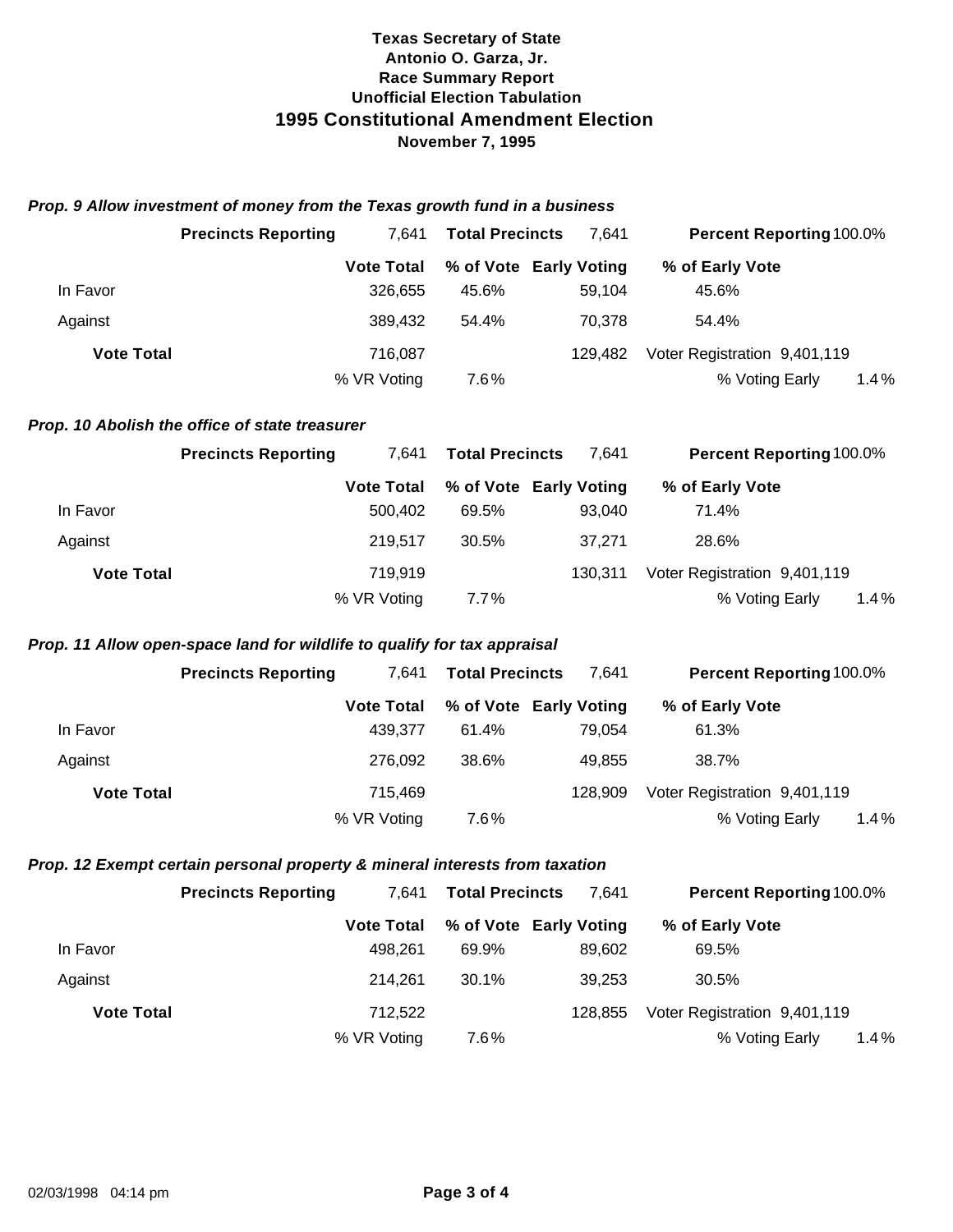**Texas Secretary of State**
**Antonio O. Garza, Jr.**
**Race Summary Report**
**Unofficial Election Tabulation**

# 1995 Constitutional Amendment Election

**November 7, 1995**

### *Prop. 9 Allow investment of money from the Texas growth fund in a business*

| | **Precincts Reporting** | 7,641 | **Total Precincts** | 7,641 | **Percent Reporting** | 100.0% |
|---|---|---|---|---|---|---|
| | | **Vote Total** | **% of Vote** | **Early Voting** | **% of Early Vote** | |
| In Favor | | 326,655 | 45.6% | 59,104 | 45.6% | |
| Against | | 389,432 | 54.4% | 70,378 | 54.4% | |
| **Vote Total** | | 716,087 | | 129,482 | Voter Registration 9,401,119 | |
| | | % VR Voting | 7.6% | | % Voting Early | 1.4% |

### *Prop. 10 Abolish the office of state treasurer*

| | **Precincts Reporting** | 7,641 | **Total Precincts** | 7,641 | **Percent Reporting** | 100.0% |
|---|---|---|---|---|---|---|
| | | **Vote Total** | **% of Vote** | **Early Voting** | **% of Early Vote** | |
| In Favor | | 500,402 | 69.5% | 93,040 | 71.4% | |
| Against | | 219,517 | 30.5% | 37,271 | 28.6% | |
| **Vote Total** | | 719,919 | | 130,311 | Voter Registration 9,401,119 | |
| | | % VR Voting | 7.7% | | % Voting Early | 1.4% |

### *Prop. 11 Allow open-space land for wildlife to qualify for tax appraisal*

| | **Precincts Reporting** | 7,641 | **Total Precincts** | 7,641 | **Percent Reporting** | 100.0% |
|---|---|---|---|---|---|---|
| | | **Vote Total** | **% of Vote** | **Early Voting** | **% of Early Vote** | |
| In Favor | | 439,377 | 61.4% | 79,054 | 61.3% | |
| Against | | 276,092 | 38.6% | 49,855 | 38.7% | |
| **Vote Total** | | 715,469 | | 128,909 | Voter Registration 9,401,119 | |
| | | % VR Voting | 7.6% | | % Voting Early | 1.4% |

### *Prop. 12 Exempt certain personal property & mineral interests from taxation*

| | **Precincts Reporting** | 7,641 | **Total Precincts** | 7,641 | **Percent Reporting** | 100.0% |
|---|---|---|---|---|---|---|
| | | **Vote Total** | **% of Vote** | **Early Voting** | **% of Early Vote** | |
| In Favor | | 498,261 | 69.9% | 89,602 | 69.5% | |
| Against | | 214,261 | 30.1% | 39,253 | 30.5% | |
| **Vote Total** | | 712,522 | | 128,855 | Voter Registration 9,401,119 | |
| | | % VR Voting | 7.6% | | % Voting Early | 1.4% |

02/03/1998 04:14 pm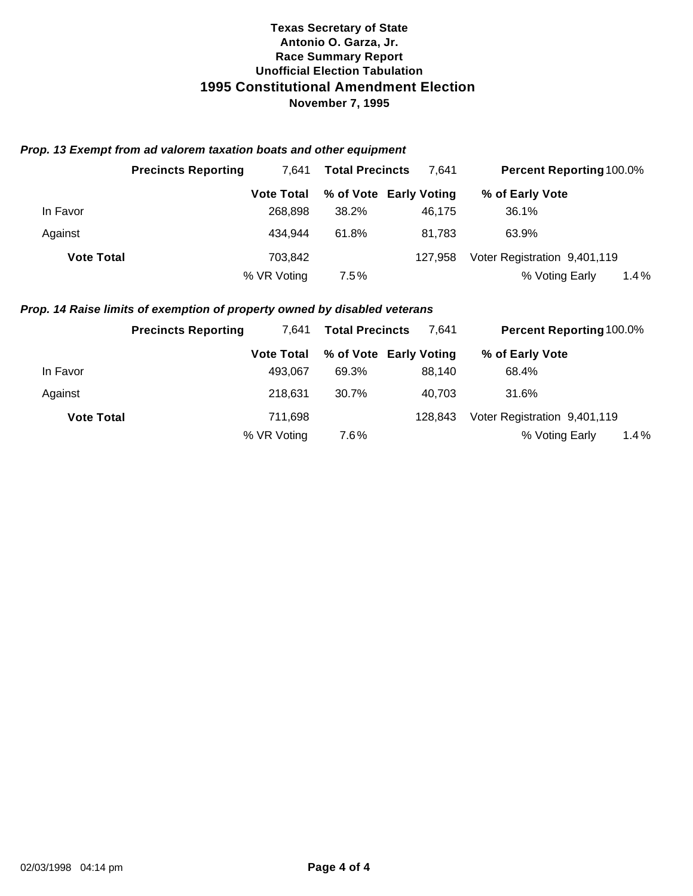**Texas Secretary of State**
**Antonio O. Garza, Jr.**
**Race Summary Report**
**Unofficial Election Tabulation**

# 1995 Constitutional Amendment Election

**November 7, 1995**

***Prop. 13 Exempt from ad valorem taxation boats and other equipment***

| | | | | | |
|---|---|---|---|---|---|
| | **Precincts Reporting** 7,641 | **Total Precincts** 7,641 | | **Percent Reporting** 100.0% | |
| | **Vote Total** | **% of Vote** | **Early Voting** | **% of Early Vote** | |
| In Favor | 268,898 | 38.2% | 46,175 | 36.1% | |
| Against | 434,944 | 61.8% | 81,783 | 63.9% | |
| **Vote Total** | 703,842 | | 127,958 | Voter Registration 9,401,119 | |
| | % VR Voting | 7.5% | | % Voting Early | 1.4% |

***Prop. 14 Raise limits of exemption of property owned by disabled veterans***

| | | | | | |
|---|---|---|---|---|---|
| | **Precincts Reporting** 7,641 | **Total Precincts** 7,641 | | **Percent Reporting** 100.0% | |
| | **Vote Total** | **% of Vote** | **Early Voting** | **% of Early Vote** | |
| In Favor | 493,067 | 69.3% | 88,140 | 68.4% | |
| Against | 218,631 | 30.7% | 40,703 | 31.6% | |
| **Vote Total** | 711,698 | | 128,843 | Voter Registration 9,401,119 | |
| | % VR Voting | 7.6% | | % Voting Early | 1.4% |

02/03/1998 04:14 pm